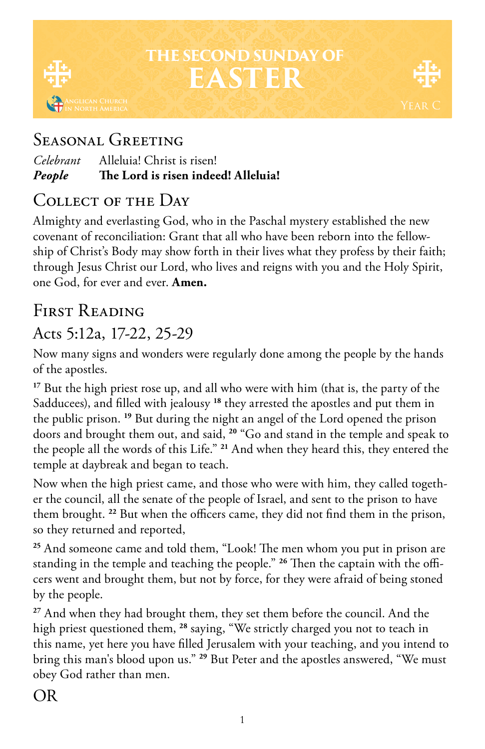# THE SECOND SUNDAY OF EASTER

Anglican Church in North America

Year C

## Seasonal Greeting

*Celebrant* Alleluia! Christ is risen!
***People*** **The Lord is risen indeed! Alleluia!**

## Collect of the Day

Almighty and everlasting God, who in the Paschal mystery established the new covenant of reconciliation: Grant that all who have been reborn into the fellowship of Christ's Body may show forth in their lives what they profess by their faith; through Jesus Christ our Lord, who lives and reigns with you and the Holy Spirit, one God, for ever and ever. **Amen.**

## First Reading

### Acts 5:12a, 17-22, 25-29

Now many signs and wonders were regularly done among the people by the hands of the apostles.

[17] But the high priest rose up, and all who were with him (that is, the party of the Sadducees), and filled with jealousy [18] they arrested the apostles and put them in the public prison. [19] But during the night an angel of the Lord opened the prison doors and brought them out, and said, [20] "Go and stand in the temple and speak to the people all the words of this Life." [21] And when they heard this, they entered the temple at daybreak and began to teach.

Now when the high priest came, and those who were with him, they called together the council, all the senate of the people of Israel, and sent to the prison to have them brought. [22] But when the officers came, they did not find them in the prison, so they returned and reported,

[25] And someone came and told them, "Look! The men whom you put in prison are standing in the temple and teaching the people." [26] Then the captain with the officers went and brought them, but not by force, for they were afraid of being stoned by the people.

[27] And when they had brought them, they set them before the council. And the high priest questioned them, [28] saying, "We strictly charged you not to teach in this name, yet here you have filled Jerusalem with your teaching, and you intend to bring this man's blood upon us." [29] But Peter and the apostles answered, "We must obey God rather than men.

OR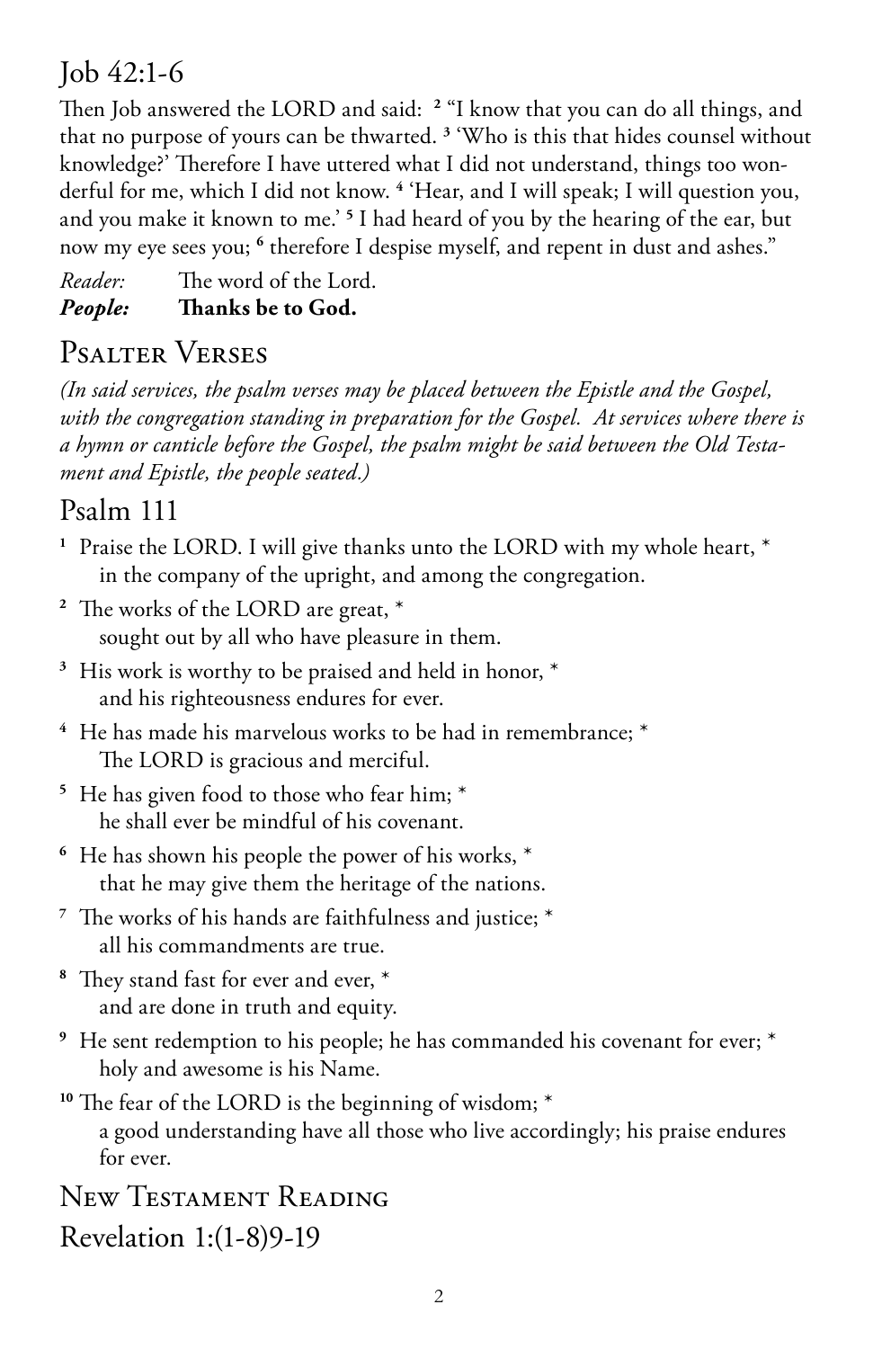## Job 42:1-6

Then Job answered the LORD and said: [2] "I know that you can do all things, and that no purpose of yours can be thwarted. [3] 'Who is this that hides counsel without knowledge?' Therefore I have uttered what I did not understand, things too wonderful for me, which I did not know. [4] 'Hear, and I will speak; I will question you, and you make it known to me.' [5] I had heard of you by the hearing of the ear, but now my eye sees you; [6] therefore I despise myself, and repent in dust and ashes."

*Reader:* The word of the Lord.
***People:*** **Thanks be to God.**

# Psalter Verses

*(In said services, the psalm verses may be placed between the Epistle and the Gospel, with the congregation standing in preparation for the Gospel. At services where there is a hymn or canticle before the Gospel, the psalm might be said between the Old Testament and Epistle, the people seated.)*

## Psalm 111

[1] Praise the LORD. I will give thanks unto the LORD with my whole heart, *
in the company of the upright, and among the congregation.

[2] The works of the LORD are great, *
sought out by all who have pleasure in them.

[3] His work is worthy to be praised and held in honor, *
and his righteousness endures for ever.

[4] He has made his marvelous works to be had in remembrance; *
The LORD is gracious and merciful.

[5] He has given food to those who fear him; *
he shall ever be mindful of his covenant.

[6] He has shown his people the power of his works, *
that he may give them the heritage of the nations.

[7] The works of his hands are faithfulness and justice; *
all his commandments are true.

[8] They stand fast for ever and ever, *
and are done in truth and equity.

[9] He sent redemption to his people; he has commanded his covenant for ever; *
holy and awesome is his Name.

[10] The fear of the LORD is the beginning of wisdom; *
a good understanding have all those who live accordingly; his praise endures for ever.

# New Testament Reading

## Revelation 1:(1-8)9-19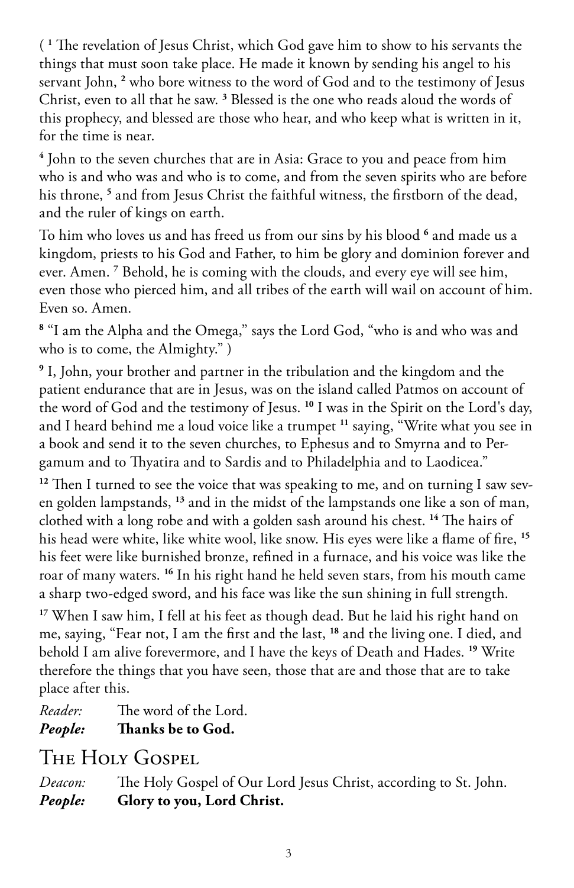( [1] The revelation of Jesus Christ, which God gave him to show to his servants the things that must soon take place. He made it known by sending his angel to his servant John, [2] who bore witness to the word of God and to the testimony of Jesus Christ, even to all that he saw. [3] Blessed is the one who reads aloud the words of this prophecy, and blessed are those who hear, and who keep what is written in it, for the time is near.

[4] John to the seven churches that are in Asia: Grace to you and peace from him who is and who was and who is to come, and from the seven spirits who are before his throne, [5] and from Jesus Christ the faithful witness, the firstborn of the dead, and the ruler of kings on earth.

To him who loves us and has freed us from our sins by his blood [6] and made us a kingdom, priests to his God and Father, to him be glory and dominion forever and ever. Amen. [7] Behold, he is coming with the clouds, and every eye will see him, even those who pierced him, and all tribes of the earth will wail on account of him. Even so. Amen.

[8] "I am the Alpha and the Omega," says the Lord God, "who is and who was and who is to come, the Almighty." )

[9] I, John, your brother and partner in the tribulation and the kingdom and the patient endurance that are in Jesus, was on the island called Patmos on account of the word of God and the testimony of Jesus. [10] I was in the Spirit on the Lord's day, and I heard behind me a loud voice like a trumpet [11] saying, "Write what you see in a book and send it to the seven churches, to Ephesus and to Smyrna and to Pergamum and to Thyatira and to Sardis and to Philadelphia and to Laodicea."

[12] Then I turned to see the voice that was speaking to me, and on turning I saw seven golden lampstands, [13] and in the midst of the lampstands one like a son of man, clothed with a long robe and with a golden sash around his chest. [14] The hairs of his head were white, like white wool, like snow. His eyes were like a flame of fire, [15] his feet were like burnished bronze, refined in a furnace, and his voice was like the roar of many waters. [16] In his right hand he held seven stars, from his mouth came a sharp two-edged sword, and his face was like the sun shining in full strength.

[17] When I saw him, I fell at his feet as though dead. But he laid his right hand on me, saying, "Fear not, I am the first and the last, [18] and the living one. I died, and behold I am alive forevermore, and I have the keys of Death and Hades. [19] Write therefore the things that you have seen, those that are and those that are to take place after this.

*Reader:* The word of the Lord.
***People:*** **Thanks be to God.**

## The Holy Gospel

*Deacon:* The Holy Gospel of Our Lord Jesus Christ, according to St. John.
***People:*** **Glory to you, Lord Christ.**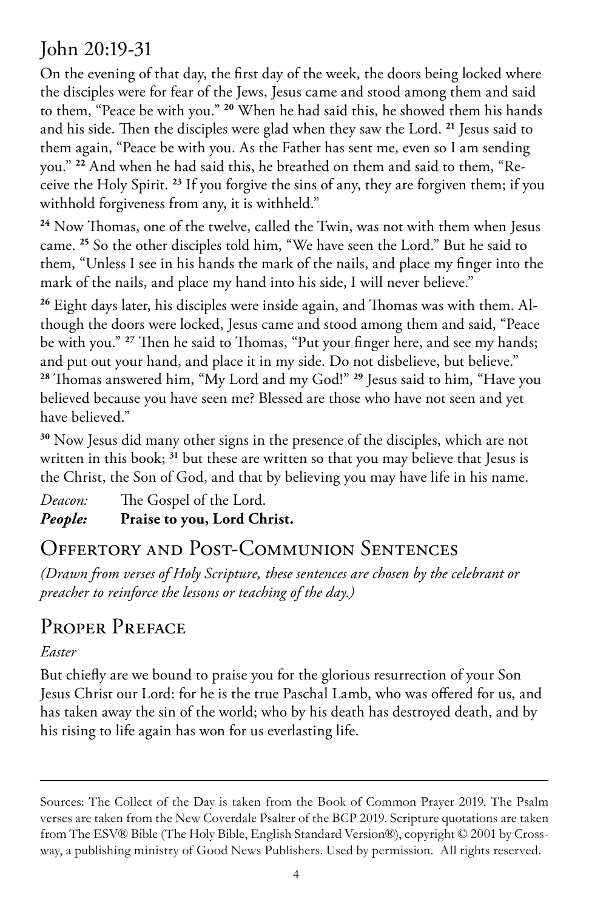## John 20:19-31

On the evening of that day, the first day of the week, the doors being locked where the disciples were for fear of the Jews, Jesus came and stood among them and said to them, "Peace be with you." [20] When he had said this, he showed them his hands and his side. Then the disciples were glad when they saw the Lord. [21] Jesus said to them again, "Peace be with you. As the Father has sent me, even so I am sending you." [22] And when he had said this, he breathed on them and said to them, "Receive the Holy Spirit. [23] If you forgive the sins of any, they are forgiven them; if you withhold forgiveness from any, it is withheld."

[24] Now Thomas, one of the twelve, called the Twin, was not with them when Jesus came. [25] So the other disciples told him, "We have seen the Lord." But he said to them, "Unless I see in his hands the mark of the nails, and place my finger into the mark of the nails, and place my hand into his side, I will never believe."

[26] Eight days later, his disciples were inside again, and Thomas was with them. Although the doors were locked, Jesus came and stood among them and said, "Peace be with you." [27] Then he said to Thomas, "Put your finger here, and see my hands; and put out your hand, and place it in my side. Do not disbelieve, but believe." [28] Thomas answered him, "My Lord and my God!" [29] Jesus said to him, "Have you believed because you have seen me? Blessed are those who have not seen and yet have believed."

[30] Now Jesus did many other signs in the presence of the disciples, which are not written in this book; [31] but these are written so that you may believe that Jesus is the Christ, the Son of God, and that by believing you may have life in his name.

*Deacon:* The Gospel of the Lord.
***People:*** **Praise to you, Lord Christ.**

## Offertory and Post-Communion Sentences

*(Drawn from verses of Holy Scripture, these sentences are chosen by the celebrant or preacher to reinforce the lessons or teaching of the day.)*

## Proper Preface

*Easter*

But chiefly are we bound to praise you for the glorious resurrection of your Son Jesus Christ our Lord: for he is the true Paschal Lamb, who was offered for us, and has taken away the sin of the world; who by his death has destroyed death, and by his rising to life again has won for us everlasting life.

---

Sources: The Collect of the Day is taken from the Book of Common Prayer 2019. The Psalm verses are taken from the New Coverdale Psalter of the BCP 2019. Scripture quotations are taken from The ESV® Bible (The Holy Bible, English Standard Version®), copyright © 2001 by Crossway, a publishing ministry of Good News Publishers. Used by permission. All rights reserved.